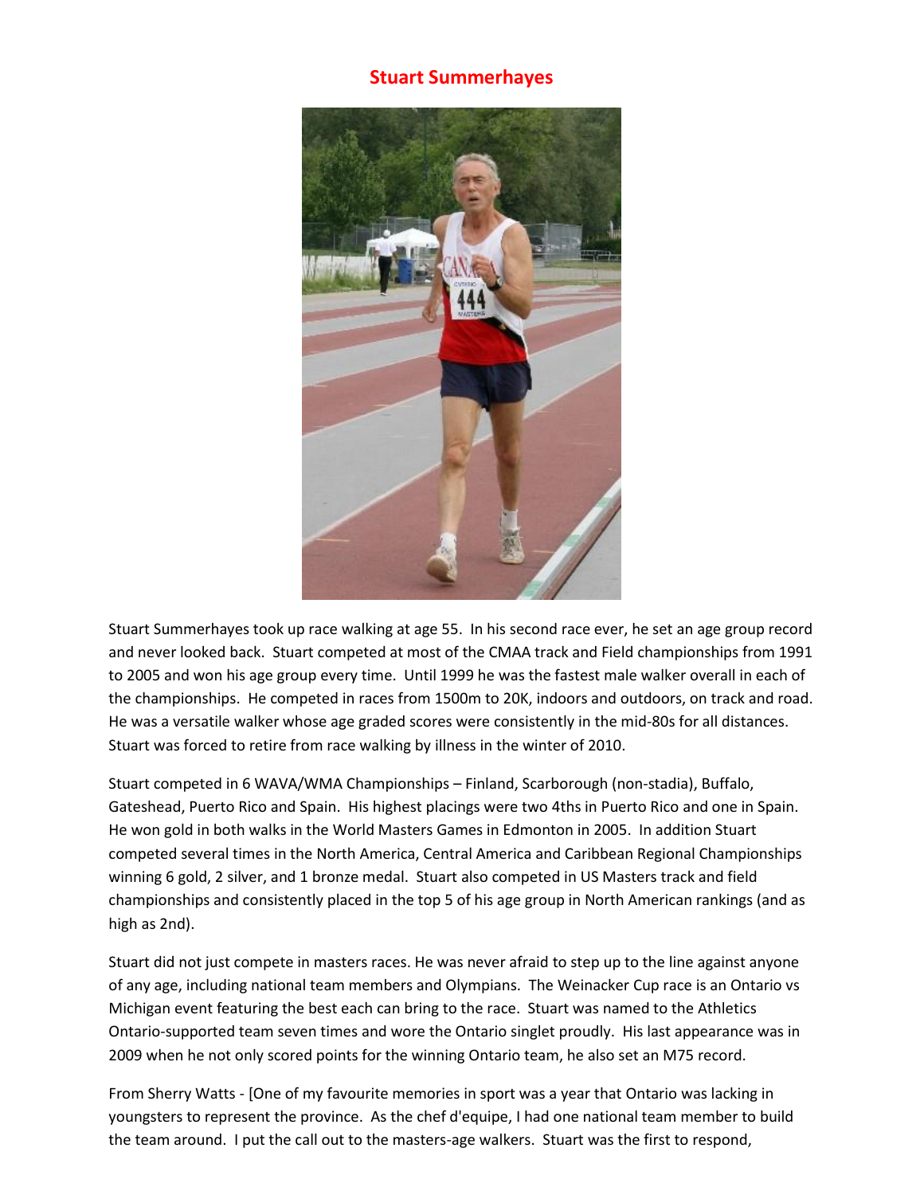# Stuart Summerhayes

Stuart Summerhayes took up race walking at age 55. In his second race ever, he set an age group record and never looked back. Stuart competed at most of the CMAA track and Field championships from 1991 to 2005 and won his age group every time. Until 1999 he was the fastest male walker overall in each of the championships. He competed in races from 1500m to 20K, indoors and outdoors, on track and road. He was a versatile walker whose age graded scores were consistently in the mid-80s for all distances. Stuart was forced to retire from race walking by illness in the winter of 2010.

Stuart competed in 6 WAVA/WMA Championships – Finland, Scarborough (non-stadia), Buffalo, Gateshead, Puerto Rico and Spain. His highest placings were two 4ths in Puerto Rico and one in Spain. He won gold in both walks in the World Masters Games in Edmonton in 2005. In addition Stuart competed several times in the North America, Central America and Caribbean Regional Championships winning 6 gold, 2 silver, and 1 bronze medal. Stuart also competed in US Masters track and field championships and consistently placed in the top 5 of his age group in North American rankings (and as high as 2nd).

Stuart did not just compete in masters races. He was never afraid to step up to the line against anyone of any age, including national team members and Olympians. The Weinacker Cup race is an Ontario vs Michigan event featuring the best each can bring to the race. Stuart was named to the Athletics Ontario-supported team seven times and wore the Ontario singlet proudly. His last appearance was in 2009 when he not only scored points for the winning Ontario team, he also set an M75 record.

From Sherry Watts - [One of my favourite memories in sport was a year that Ontario was lacking in youngsters to represent the province. As the chef d'equipe, I had one national team member to build the team around. I put the call out to the masters-age walkers. Stuart was the first to respond,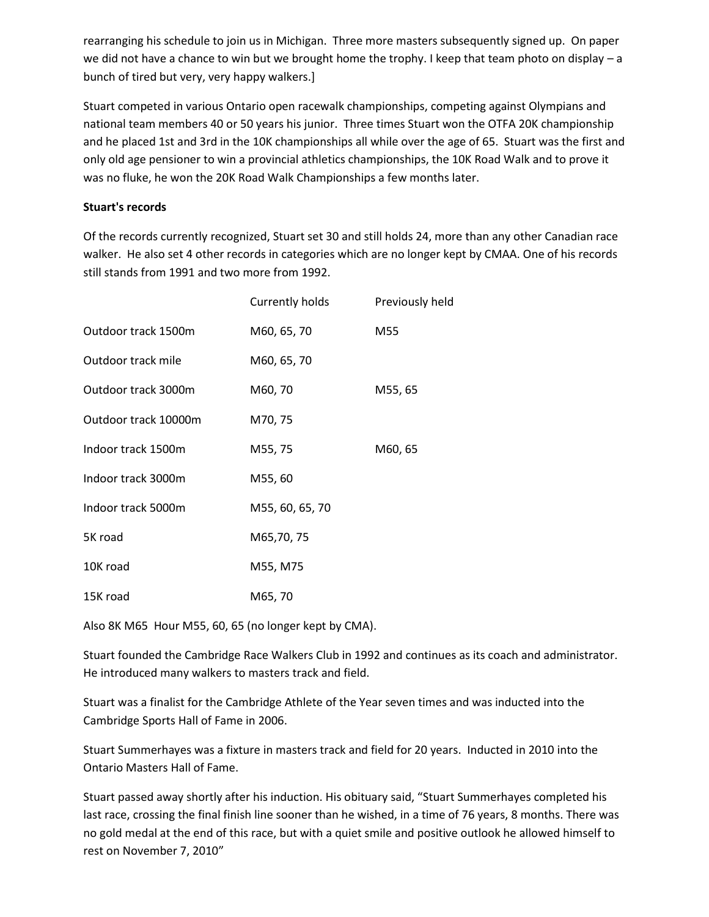rearranging his schedule to join us in Michigan. Three more masters subsequently signed up. On paper we did not have a chance to win but we brought home the trophy. I keep that team photo on display – a bunch of tired but very, very happy walkers.]

Stuart competed in various Ontario open racewalk championships, competing against Olympians and national team members 40 or 50 years his junior. Three times Stuart won the OTFA 20K championship and he placed 1st and 3rd in the 10K championships all while over the age of 65. Stuart was the first and only old age pensioner to win a provincial athletics championships, the 10K Road Walk and to prove it was no fluke, he won the 20K Road Walk Championships a few months later.

**Stuart's records**

Of the records currently recognized, Stuart set 30 and still holds 24, more than any other Canadian race walker. He also set 4 other records in categories which are no longer kept by CMAA. One of his records still stands from 1991 and two more from 1992.

| | Currently holds | Previously held |
|---|---|---|
| Outdoor track 1500m | M60, 65, 70 | M55 |
| Outdoor track mile | M60, 65, 70 | |
| Outdoor track 3000m | M60, 70 | M55, 65 |
| Outdoor track 10000m | M70, 75 | |
| Indoor track 1500m | M55, 75 | M60, 65 |
| Indoor track 3000m | M55, 60 | |
| Indoor track 5000m | M55, 60, 65, 70 | |
| 5K road | M65,70, 75 | |
| 10K road | M55, M75 | |
| 15K road | M65, 70 | |

Also 8K M65 Hour M55, 60, 65 (no longer kept by CMA).

Stuart founded the Cambridge Race Walkers Club in 1992 and continues as its coach and administrator. He introduced many walkers to masters track and field.

Stuart was a finalist for the Cambridge Athlete of the Year seven times and was inducted into the Cambridge Sports Hall of Fame in 2006.

Stuart Summerhayes was a fixture in masters track and field for 20 years. Inducted in 2010 into the Ontario Masters Hall of Fame.

Stuart passed away shortly after his induction. His obituary said, "Stuart Summerhayes completed his last race, crossing the final finish line sooner than he wished, in a time of 76 years, 8 months. There was no gold medal at the end of this race, but with a quiet smile and positive outlook he allowed himself to rest on November 7, 2010"